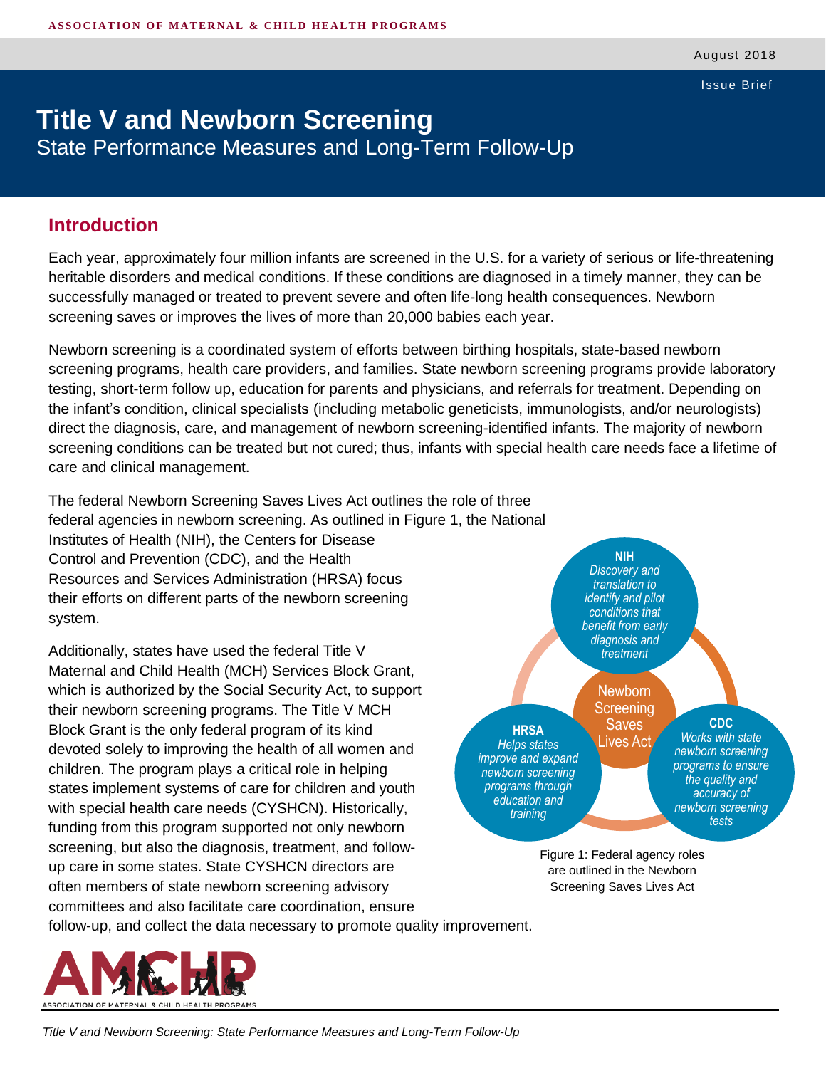ASSOCIATION OF MATERNAL & CHILD HEALTH PROGRAMS

August 2018

Issue Brief

# Title V and Newborn Screening

## State Performance Measures and Long-Term Follow-Up

## Introduction

Each year, approximately four million infants are screened in the U.S. for a variety of serious or life-threatening heritable disorders and medical conditions. If these conditions are diagnosed in a timely manner, they can be successfully managed or treated to prevent severe and often life-long health consequences. Newborn screening saves or improves the lives of more than 20,000 babies each year.

Newborn screening is a coordinated system of efforts between birthing hospitals, state-based newborn screening programs, health care providers, and families. State newborn screening programs provide laboratory testing, short-term follow up, education for parents and physicians, and referrals for treatment. Depending on the infant's condition, clinical specialists (including metabolic geneticists, immunologists, and/or neurologists) direct the diagnosis, care, and management of newborn screening-identified infants. The majority of newborn screening conditions can be treated but not cured; thus, infants with special health care needs face a lifetime of care and clinical management.

The federal Newborn Screening Saves Lives Act outlines the role of three federal agencies in newborn screening. As outlined in Figure 1, the National Institutes of Health (NIH), the Centers for Disease Control and Prevention (CDC), and the Health Resources and Services Administration (HRSA) focus their efforts on different parts of the newborn screening system.

**Newborn Screening Saves Lives Act**

- **NIH** — *Discovery and translation to identify and pilot conditions that benefit from early diagnosis and treatment*
- **CDC** — *Works with state newborn screening programs to ensure the quality and accuracy of newborn screening tests*
- **HRSA** — *Helps states improve and expand newborn screening programs through education and training*

Figure 1: Federal agency roles are outlined in the Newborn Screening Saves Lives Act

Additionally, states have used the federal Title V Maternal and Child Health (MCH) Services Block Grant, which is authorized by the Social Security Act, to support their newborn screening programs. The Title V MCH Block Grant is the only federal program of its kind devoted solely to improving the health of all women and children. The program plays a critical role in helping states implement systems of care for children and youth with special health care needs (CYSHCN). Historically, funding from this program supported not only newborn screening, but also the diagnosis, treatment, and follow-up care in some states. State CYSHCN directors are often members of state newborn screening advisory committees and also facilitate care coordination, ensure follow-up, and collect the data necessary to promote quality improvement.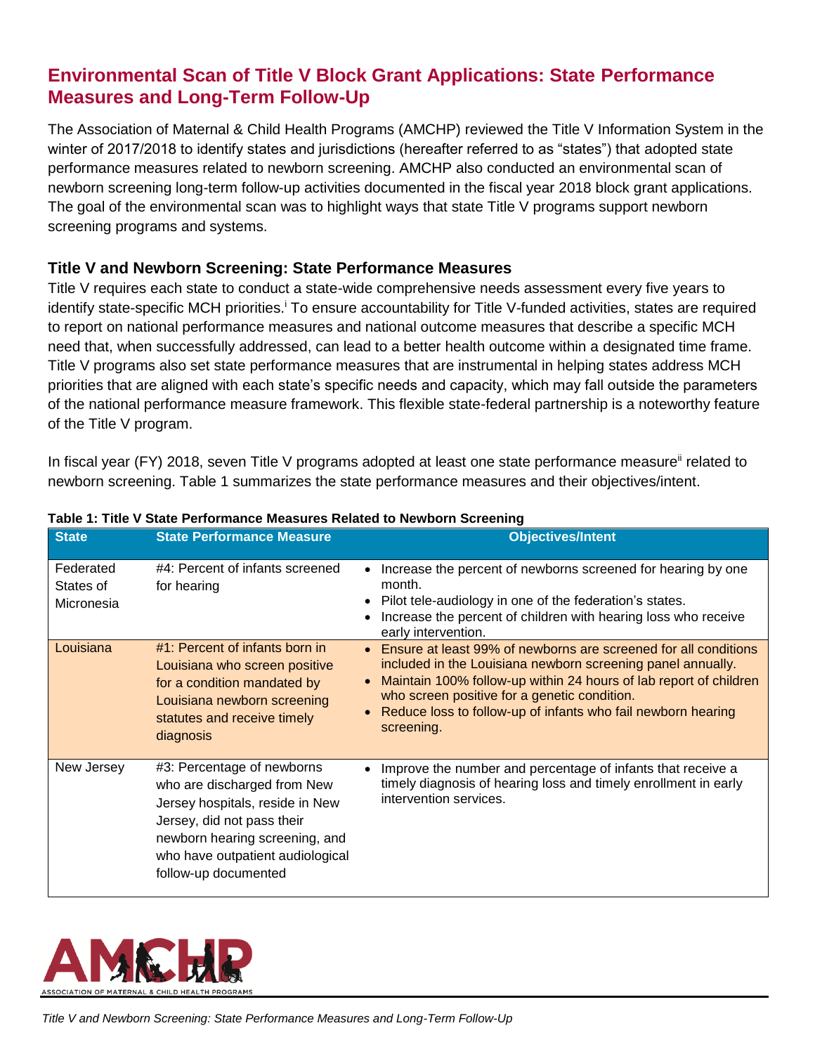## Environmental Scan of Title V Block Grant Applications: State Performance Measures and Long-Term Follow-Up

The Association of Maternal & Child Health Programs (AMCHP) reviewed the Title V Information System in the winter of 2017/2018 to identify states and jurisdictions (hereafter referred to as "states") that adopted state performance measures related to newborn screening. AMCHP also conducted an environmental scan of newborn screening long-term follow-up activities documented in the fiscal year 2018 block grant applications. The goal of the environmental scan was to highlight ways that state Title V programs support newborn screening programs and systems.

### Title V and Newborn Screening: State Performance Measures

Title V requires each state to conduct a state-wide comprehensive needs assessment every five years to identify state-specific MCH priorities.[i] To ensure accountability for Title V-funded activities, states are required to report on national performance measures and national outcome measures that describe a specific MCH need that, when successfully addressed, can lead to a better health outcome within a designated time frame. Title V programs also set state performance measures that are instrumental in helping states address MCH priorities that are aligned with each state's specific needs and capacity, which may fall outside the parameters of the national performance measure framework. This flexible state-federal partnership is a noteworthy feature of the Title V program.

In fiscal year (FY) 2018, seven Title V programs adopted at least one state performance measure[ii] related to newborn screening. Table 1 summarizes the state performance measures and their objectives/intent.

**Table 1: Title V State Performance Measures Related to Newborn Screening**

| State | State Performance Measure | Objectives/Intent |
|---|---|---|
| Federated States of Micronesia | #4: Percent of infants screened for hearing | • Increase the percent of newborns screened for hearing by one month.<br>• Pilot tele-audiology in one of the federation's states.<br>• Increase the percent of children with hearing loss who receive early intervention. |
| Louisiana | #1: Percent of infants born in Louisiana who screen positive for a condition mandated by Louisiana newborn screening statutes and receive timely diagnosis | • Ensure at least 99% of newborns are screened for all conditions included in the Louisiana newborn screening panel annually.<br>• Maintain 100% follow-up within 24 hours of lab report of children who screen positive for a genetic condition.<br>• Reduce loss to follow-up of infants who fail newborn hearing screening. |
| New Jersey | #3: Percentage of newborns who are discharged from New Jersey hospitals, reside in New Jersey, did not pass their newborn hearing screening, and who have outpatient audiological follow-up documented | • Improve the number and percentage of infants that receive a timely diagnosis of hearing loss and timely enrollment in early intervention services. |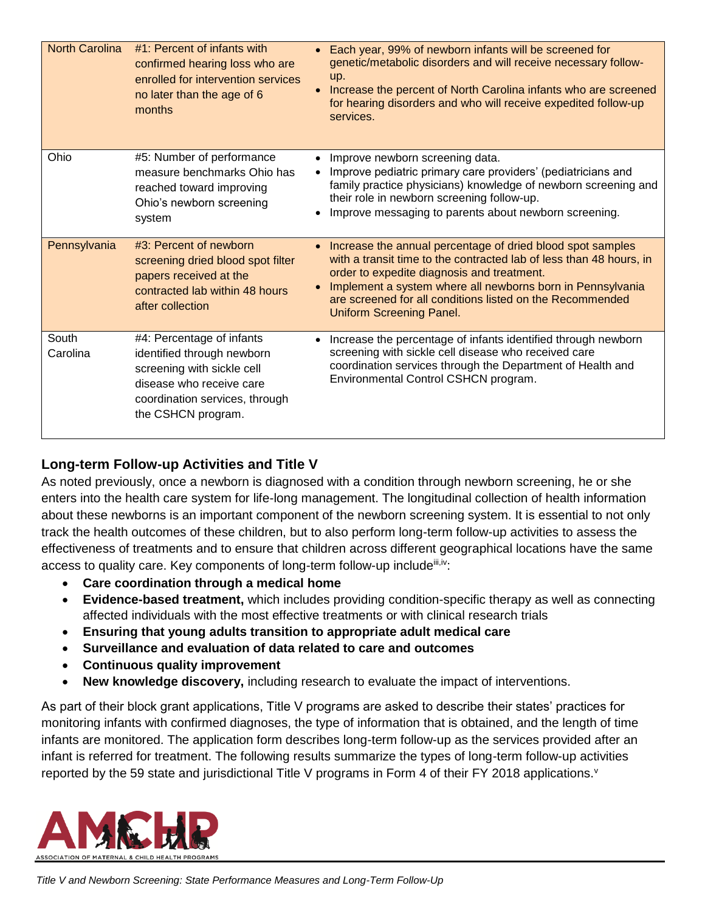| North Carolina | #1: Percent of infants with confirmed hearing loss who are enrolled for intervention services no later than the age of 6 months | • Each year, 99% of newborn infants will be screened for genetic/metabolic disorders and will receive necessary follow-up.<br>• Increase the percent of North Carolina infants who are screened for hearing disorders and who will receive expedited follow-up services. |
|---|---|---|
| Ohio | #5: Number of performance measure benchmarks Ohio has reached toward improving Ohio's newborn screening system | • Improve newborn screening data.<br>• Improve pediatric primary care providers' (pediatricians and family practice physicians) knowledge of newborn screening and their role in newborn screening follow-up.<br>• Improve messaging to parents about newborn screening. |
| Pennsylvania | #3: Percent of newborn screening dried blood spot filter papers received at the contracted lab within 48 hours after collection | • Increase the annual percentage of dried blood spot samples with a transit time to the contracted lab of less than 48 hours, in order to expedite diagnosis and treatment.<br>• Implement a system where all newborns born in Pennsylvania are screened for all conditions listed on the Recommended Uniform Screening Panel. |
| South Carolina | #4: Percentage of infants identified through newborn screening with sickle cell disease who receive care coordination services, through the CSHCN program. | • Increase the percentage of infants identified through newborn screening with sickle cell disease who received care coordination services through the Department of Health and Environmental Control CSHCN program. |

## Long-term Follow-up Activities and Title V

As noted previously, once a newborn is diagnosed with a condition through newborn screening, he or she enters into the health care system for life-long management. The longitudinal collection of health information about these newborns is an important component of the newborn screening system. It is essential to not only track the health outcomes of these children, but to also perform long-term follow-up activities to assess the effectiveness of treatments and to ensure that children across different geographical locations have the same access to quality care. Key components of long-term follow-up include[iii,iv]:

- **Care coordination through a medical home**
- **Evidence-based treatment,** which includes providing condition-specific therapy as well as connecting affected individuals with the most effective treatments or with clinical research trials
- **Ensuring that young adults transition to appropriate adult medical care**
- **Surveillance and evaluation of data related to care and outcomes**
- **Continuous quality improvement**
- **New knowledge discovery,** including research to evaluate the impact of interventions.

As part of their block grant applications, Title V programs are asked to describe their states' practices for monitoring infants with confirmed diagnoses, the type of information that is obtained, and the length of time infants are monitored. The application form describes long-term follow-up as the services provided after an infant is referred for treatment. The following results summarize the types of long-term follow-up activities reported by the 59 state and jurisdictional Title V programs in Form 4 of their FY 2018 applications.[v]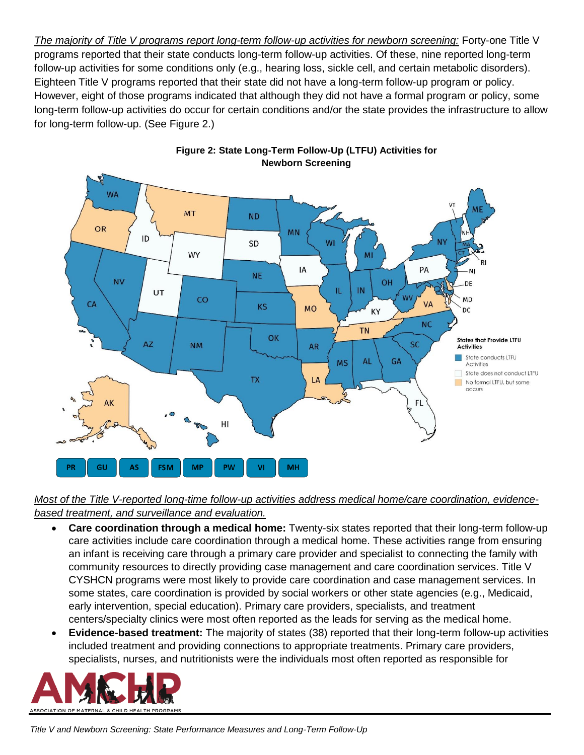*The majority of Title V programs report long-term follow-up activities for newborn screening:* Forty-one Title V programs reported that their state conducts long-term follow-up activities. Of these, nine reported long-term follow-up activities for some conditions only (e.g., hearing loss, sickle cell, and certain metabolic disorders). Eighteen Title V programs reported that their state did not have a long-term follow-up program or policy. However, eight of those programs indicated that although they did not have a formal program or policy, some long-term follow-up activities do occur for certain conditions and/or the state provides the infrastructure to allow for long-term follow-up. (See Figure 2.)

**Figure 2: State Long-Term Follow-Up (LTFU) Activities for Newborn Screening**

*Most of the Title V-reported long-time follow-up activities address medical home/care coordination, evidence-based treatment, and surveillance and evaluation.*

- **Care coordination through a medical home:** Twenty-six states reported that their long-term follow-up care activities include care coordination through a medical home. These activities range from ensuring an infant is receiving care through a primary care provider and specialist to connecting the family with community resources to directly providing case management and care coordination services. Title V CYSHCN programs were most likely to provide care coordination and case management services. In some states, care coordination is provided by social workers or other state agencies (e.g., Medicaid, early intervention, special education). Primary care providers, specialists, and treatment centers/specialty clinics were most often reported as the leads for serving as the medical home.
- **Evidence-based treatment:** The majority of states (38) reported that their long-term follow-up activities included treatment and providing connections to appropriate treatments. Primary care providers, specialists, nurses, and nutritionists were the individuals most often reported as responsible for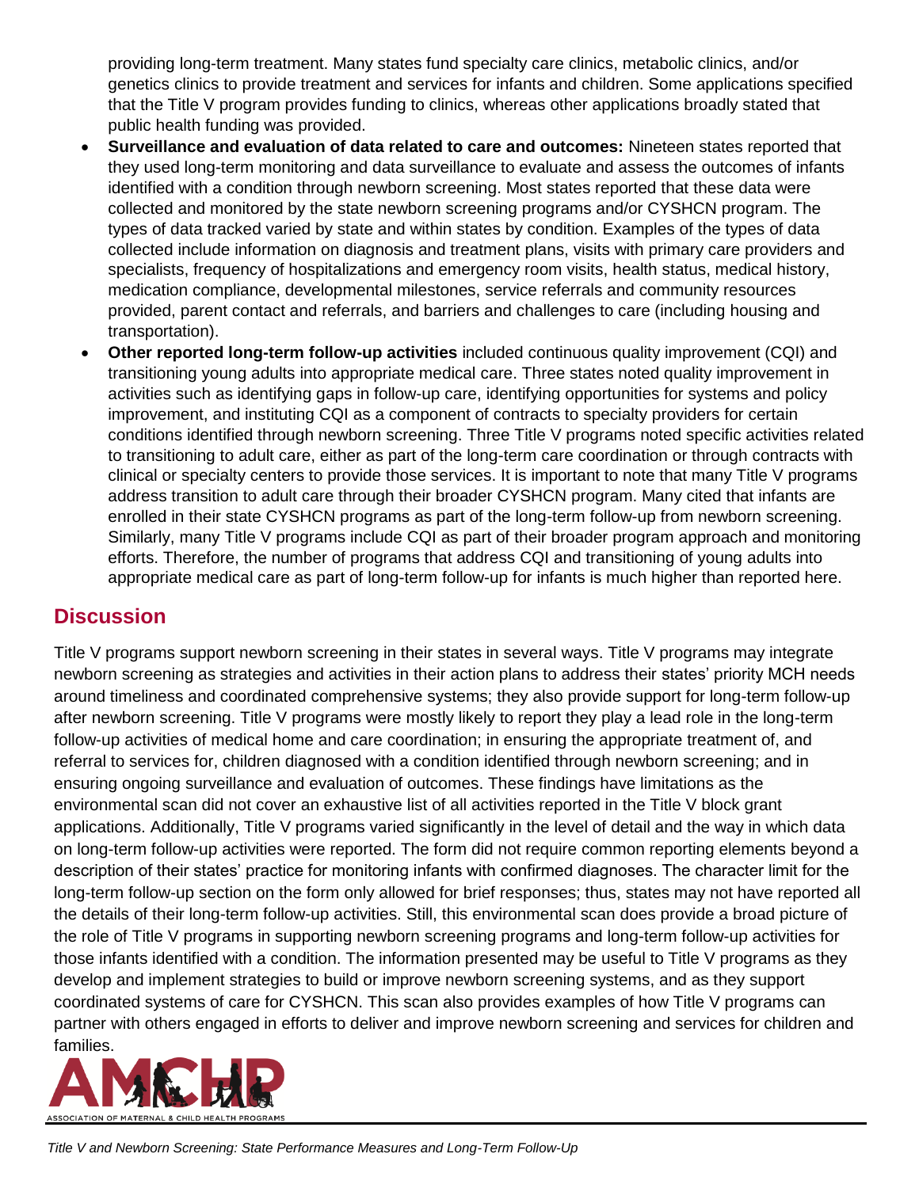providing long-term treatment. Many states fund specialty care clinics, metabolic clinics, and/or genetics clinics to provide treatment and services for infants and children. Some applications specified that the Title V program provides funding to clinics, whereas other applications broadly stated that public health funding was provided.

- **Surveillance and evaluation of data related to care and outcomes:** Nineteen states reported that they used long-term monitoring and data surveillance to evaluate and assess the outcomes of infants identified with a condition through newborn screening. Most states reported that these data were collected and monitored by the state newborn screening programs and/or CYSHCN program. The types of data tracked varied by state and within states by condition. Examples of the types of data collected include information on diagnosis and treatment plans, visits with primary care providers and specialists, frequency of hospitalizations and emergency room visits, health status, medical history, medication compliance, developmental milestones, service referrals and community resources provided, parent contact and referrals, and barriers and challenges to care (including housing and transportation).
- **Other reported long-term follow-up activities** included continuous quality improvement (CQI) and transitioning young adults into appropriate medical care. Three states noted quality improvement in activities such as identifying gaps in follow-up care, identifying opportunities for systems and policy improvement, and instituting CQI as a component of contracts to specialty providers for certain conditions identified through newborn screening. Three Title V programs noted specific activities related to transitioning to adult care, either as part of the long-term care coordination or through contracts with clinical or specialty centers to provide those services. It is important to note that many Title V programs address transition to adult care through their broader CYSHCN program. Many cited that infants are enrolled in their state CYSHCN programs as part of the long-term follow-up from newborn screening. Similarly, many Title V programs include CQI as part of their broader program approach and monitoring efforts. Therefore, the number of programs that address CQI and transitioning of young adults into appropriate medical care as part of long-term follow-up for infants is much higher than reported here.

## Discussion

Title V programs support newborn screening in their states in several ways. Title V programs may integrate newborn screening as strategies and activities in their action plans to address their states' priority MCH needs around timeliness and coordinated comprehensive systems; they also provide support for long-term follow-up after newborn screening. Title V programs were mostly likely to report they play a lead role in the long-term follow-up activities of medical home and care coordination; in ensuring the appropriate treatment of, and referral to services for, children diagnosed with a condition identified through newborn screening; and in ensuring ongoing surveillance and evaluation of outcomes. These findings have limitations as the environmental scan did not cover an exhaustive list of all activities reported in the Title V block grant applications. Additionally, Title V programs varied significantly in the level of detail and the way in which data on long-term follow-up activities were reported. The form did not require common reporting elements beyond a description of their states' practice for monitoring infants with confirmed diagnoses. The character limit for the long-term follow-up section on the form only allowed for brief responses; thus, states may not have reported all the details of their long-term follow-up activities. Still, this environmental scan does provide a broad picture of the role of Title V programs in supporting newborn screening programs and long-term follow-up activities for those infants identified with a condition. The information presented may be useful to Title V programs as they develop and implement strategies to build or improve newborn screening systems, and as they support coordinated systems of care for CYSHCN. This scan also provides examples of how Title V programs can partner with others engaged in efforts to deliver and improve newborn screening and services for children and families.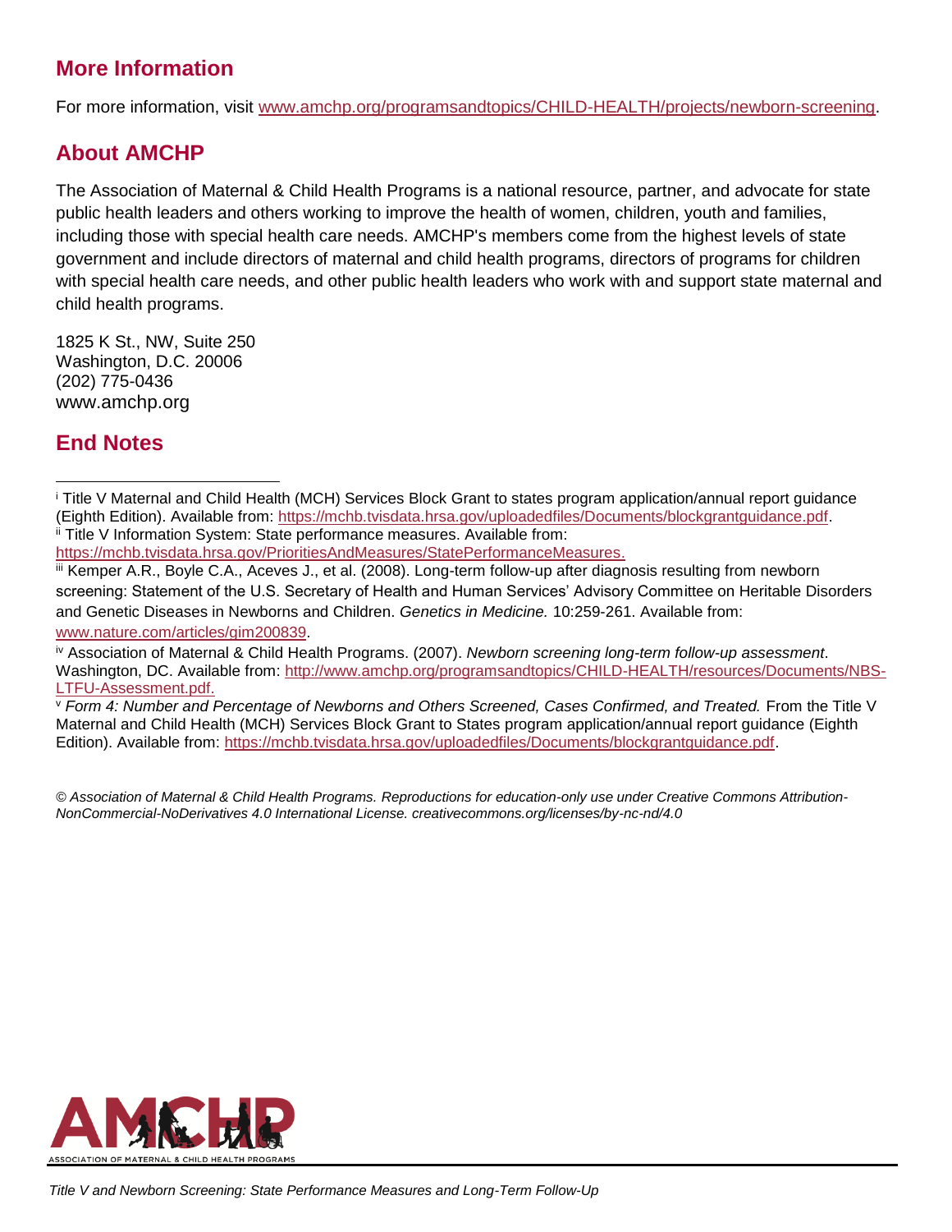## More Information

For more information, visit www.amchp.org/programsandtopics/CHILD-HEALTH/projects/newborn-screening.

## About AMCHP

The Association of Maternal & Child Health Programs is a national resource, partner, and advocate for state public health leaders and others working to improve the health of women, children, youth and families, including those with special health care needs. AMCHP's members come from the highest levels of state government and include directors of maternal and child health programs, directors of programs for children with special health care needs, and other public health leaders who work with and support state maternal and child health programs.

1825 K St., NW, Suite 250
Washington, D.C. 20006
(202) 775-0436
www.amchp.org

## End Notes

[i] Title V Maternal and Child Health (MCH) Services Block Grant to states program application/annual report guidance (Eighth Edition). Available from: https://mchb.tvisdata.hrsa.gov/uploadedfiles/Documents/blockgrantguidance.pdf.

[ii] Title V Information System: State performance measures. Available from: https://mchb.tvisdata.hrsa.gov/PrioritiesAndMeasures/StatePerformanceMeasures.

[iii] Kemper A.R., Boyle C.A., Aceves J., et al. (2008). Long-term follow-up after diagnosis resulting from newborn screening: Statement of the U.S. Secretary of Health and Human Services' Advisory Committee on Heritable Disorders and Genetic Diseases in Newborns and Children. *Genetics in Medicine.* 10:259-261. Available from: www.nature.com/articles/gim200839.

[iv] Association of Maternal & Child Health Programs. (2007). *Newborn screening long-term follow-up assessment*. Washington, DC. Available from: http://www.amchp.org/programsandtopics/CHILD-HEALTH/resources/Documents/NBS-LTFU-Assessment.pdf.

[v] *Form 4: Number and Percentage of Newborns and Others Screened, Cases Confirmed, and Treated.* From the Title V Maternal and Child Health (MCH) Services Block Grant to States program application/annual report guidance (Eighth Edition). Available from: https://mchb.tvisdata.hrsa.gov/uploadedfiles/Documents/blockgrantguidance.pdf.

*© Association of Maternal & Child Health Programs. Reproductions for education-only use under Creative Commons Attribution-NonCommercial-NoDerivatives 4.0 International License. creativecommons.org/licenses/by-nc-nd/4.0*

AMCHP
ASSOCIATION OF MATERNAL & CHILD HEALTH PROGRAMS